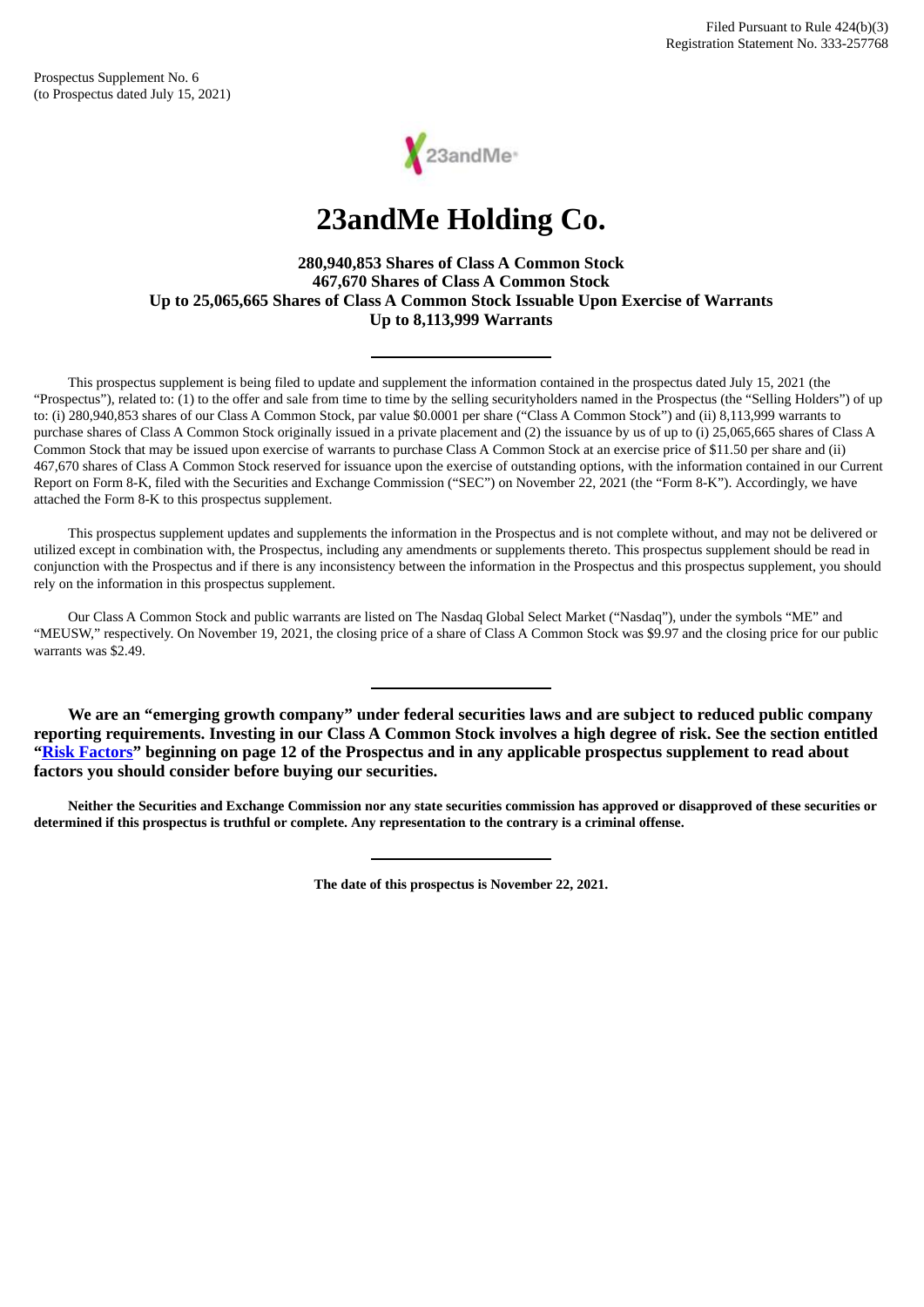Filed Pursuant to Rule 424(b)(3)
Registration Statement No. 333-257768

Prospectus Supplement No. 6
(to Prospectus dated July 15, 2021)

# 23andMe Holding Co.

**280,940,853 Shares of Class A Common Stock**
**467,670 Shares of Class A Common Stock**
**Up to 25,065,665 Shares of Class A Common Stock Issuable Upon Exercise of Warrants**
**Up to 8,113,999 Warrants**

---

This prospectus supplement is being filed to update and supplement the information contained in the prospectus dated July 15, 2021 (the "Prospectus"), related to: (1) to the offer and sale from time to time by the selling securityholders named in the Prospectus (the "Selling Holders") of up to: (i) 280,940,853 shares of our Class A Common Stock, par value $0.0001 per share ("Class A Common Stock") and (ii) 8,113,999 warrants to purchase shares of Class A Common Stock originally issued in a private placement and (2) the issuance by us of up to (i) 25,065,665 shares of Class A Common Stock that may be issued upon exercise of warrants to purchase Class A Common Stock at an exercise price of $11.50 per share and (ii) 467,670 shares of Class A Common Stock reserved for issuance upon the exercise of outstanding options, with the information contained in our Current Report on Form 8-K, filed with the Securities and Exchange Commission ("SEC") on November 22, 2021 (the "Form 8-K"). Accordingly, we have attached the Form 8-K to this prospectus supplement.

This prospectus supplement updates and supplements the information in the Prospectus and is not complete without, and may not be delivered or utilized except in combination with, the Prospectus, including any amendments or supplements thereto. This prospectus supplement should be read in conjunction with the Prospectus and if there is any inconsistency between the information in the Prospectus and this prospectus supplement, you should rely on the information in this prospectus supplement.

Our Class A Common Stock and public warrants are listed on The Nasdaq Global Select Market ("Nasdaq"), under the symbols "ME" and "MEUSW," respectively. On November 19, 2021, the closing price of a share of Class A Common Stock was $9.97 and the closing price for our public warrants was $2.49.

---

**We are an "emerging growth company" under federal securities laws and are subject to reduced public company reporting requirements. Investing in our Class A Common Stock involves a high degree of risk. See the section entitled "Risk Factors" beginning on page 12 of the Prospectus and in any applicable prospectus supplement to read about factors you should consider before buying our securities.**

**Neither the Securities and Exchange Commission nor any state securities commission has approved or disapproved of these securities or determined if this prospectus is truthful or complete. Any representation to the contrary is a criminal offense.**

---

**The date of this prospectus is November 22, 2021.**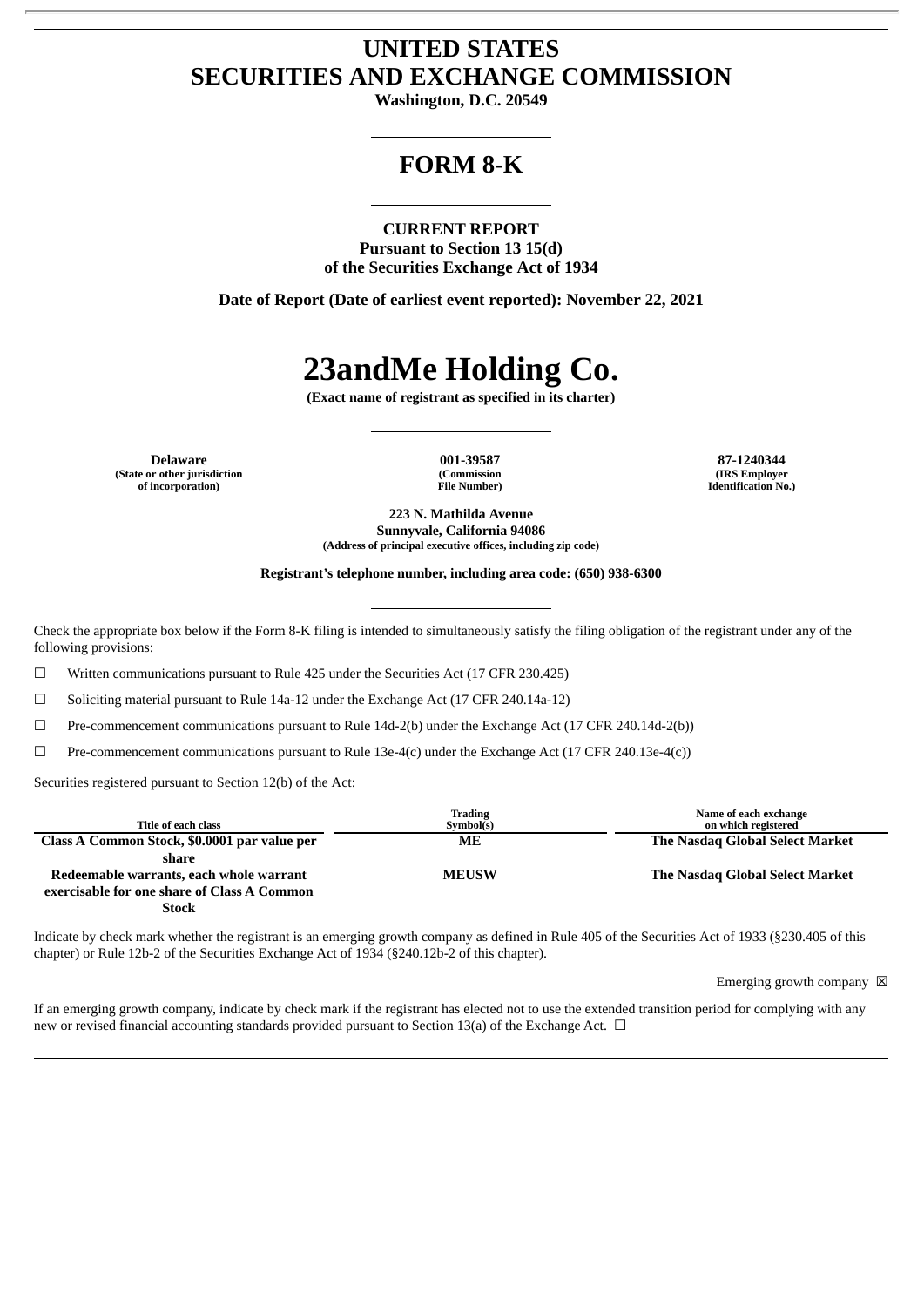# UNITED STATES
# SECURITIES AND EXCHANGE COMMISSION

**Washington, D.C. 20549**

---

# FORM 8-K

---

**CURRENT REPORT**
**Pursuant to Section 13 15(d)**
**of the Securities Exchange Act of 1934**

**Date of Report (Date of earliest event reported): November 22, 2021**

---

# 23andMe Holding Co.

**(Exact name of registrant as specified in its charter)**

---

| Delaware | 001-39587 | 87-1240344 |
|---|---|---|
| (State or other jurisdiction of incorporation) | (Commission File Number) | (IRS Employer Identification No.) |

**223 N. Mathilda Avenue**
**Sunnyvale, California 94086**
**(Address of principal executive offices, including zip code)**

**Registrant's telephone number, including area code: (650) 938-6300**

---

Check the appropriate box below if the Form 8-K filing is intended to simultaneously satisfy the filing obligation of the registrant under any of the following provisions:

☐ Written communications pursuant to Rule 425 under the Securities Act (17 CFR 230.425)

☐ Soliciting material pursuant to Rule 14a-12 under the Exchange Act (17 CFR 240.14a-12)

☐ Pre-commencement communications pursuant to Rule 14d-2(b) under the Exchange Act (17 CFR 240.14d-2(b))

☐ Pre-commencement communications pursuant to Rule 13e-4(c) under the Exchange Act (17 CFR 240.13e-4(c))

Securities registered pursuant to Section 12(b) of the Act:

| Title of each class | Trading Symbol(s) | Name of each exchange on which registered |
|---|---|---|
| **Class A Common Stock, $0.0001 par value per share** | **ME** | **The Nasdaq Global Select Market** |
| **Redeemable warrants, each whole warrant exercisable for one share of Class A Common Stock** | **MEUSW** | **The Nasdaq Global Select Market** |

Indicate by check mark whether the registrant is an emerging growth company as defined in Rule 405 of the Securities Act of 1933 (§230.405 of this chapter) or Rule 12b-2 of the Securities Exchange Act of 1934 (§240.12b-2 of this chapter).

Emerging growth company ☒

If an emerging growth company, indicate by check mark if the registrant has elected not to use the extended transition period for complying with any new or revised financial accounting standards provided pursuant to Section 13(a) of the Exchange Act. ☐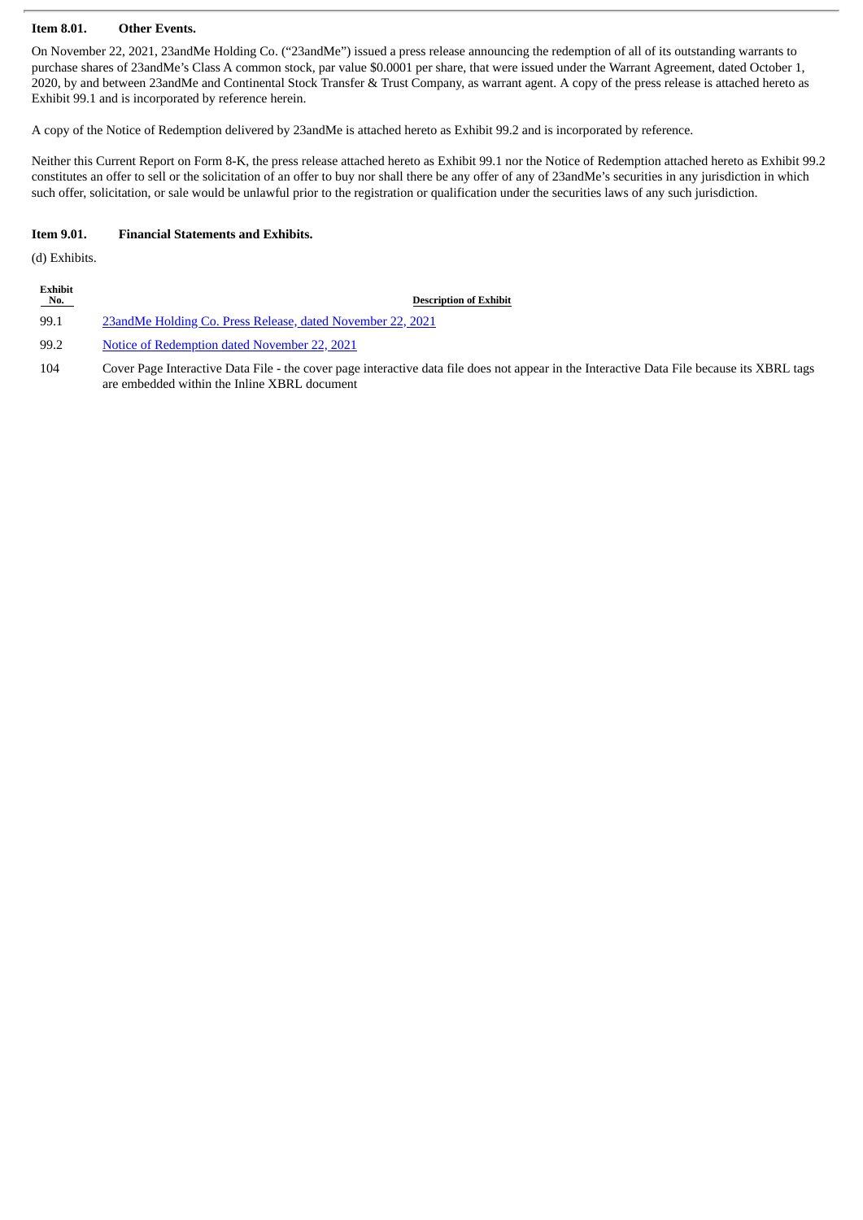**Item 8.01. Other Events.**

On November 22, 2021, 23andMe Holding Co. ("23andMe") issued a press release announcing the redemption of all of its outstanding warrants to purchase shares of 23andMe's Class A common stock, par value $0.0001 per share, that were issued under the Warrant Agreement, dated October 1, 2020, by and between 23andMe and Continental Stock Transfer & Trust Company, as warrant agent. A copy of the press release is attached hereto as Exhibit 99.1 and is incorporated by reference herein.

A copy of the Notice of Redemption delivered by 23andMe is attached hereto as Exhibit 99.2 and is incorporated by reference.

Neither this Current Report on Form 8-K, the press release attached hereto as Exhibit 99.1 nor the Notice of Redemption attached hereto as Exhibit 99.2 constitutes an offer to sell or the solicitation of an offer to buy nor shall there be any offer of any of 23andMe's securities in any jurisdiction in which such offer, solicitation, or sale would be unlawful prior to the registration or qualification under the securities laws of any such jurisdiction.

**Item 9.01. Financial Statements and Exhibits.**

(d) Exhibits.

| Exhibit No. | Description of Exhibit |
|---|---|
| 99.1 | 23andMe Holding Co. Press Release, dated November 22, 2021 |
| 99.2 | Notice of Redemption dated November 22, 2021 |
| 104 | Cover Page Interactive Data File - the cover page interactive data file does not appear in the Interactive Data File because its XBRL tags are embedded within the Inline XBRL document |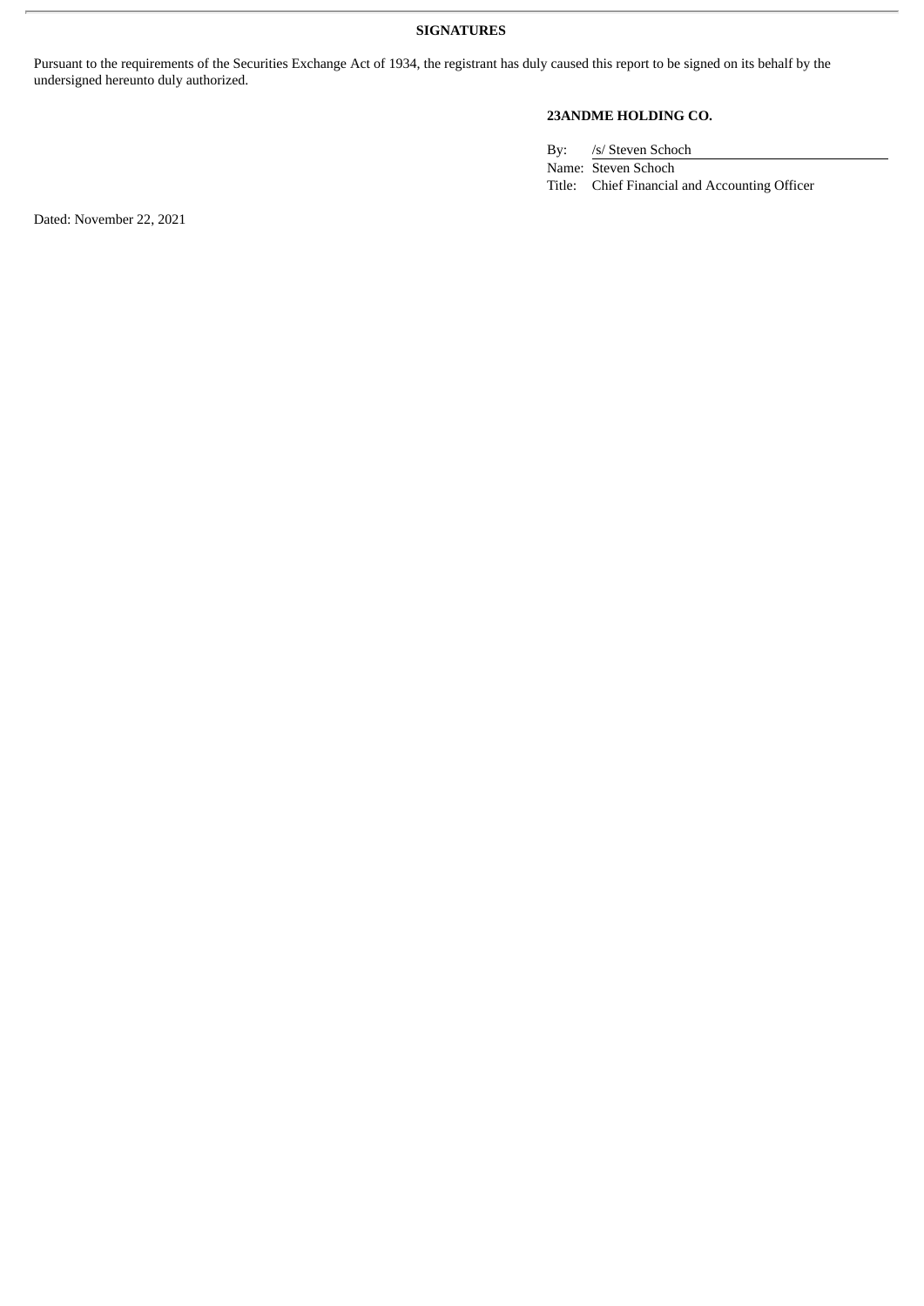**SIGNATURES**

Pursuant to the requirements of the Securities Exchange Act of 1934, the registrant has duly caused this report to be signed on its behalf by the undersigned hereunto duly authorized.

**23ANDME HOLDING CO.**

By: /s/ Steven Schoch

Name: Steven Schoch

Title: Chief Financial and Accounting Officer

Dated: November 22, 2021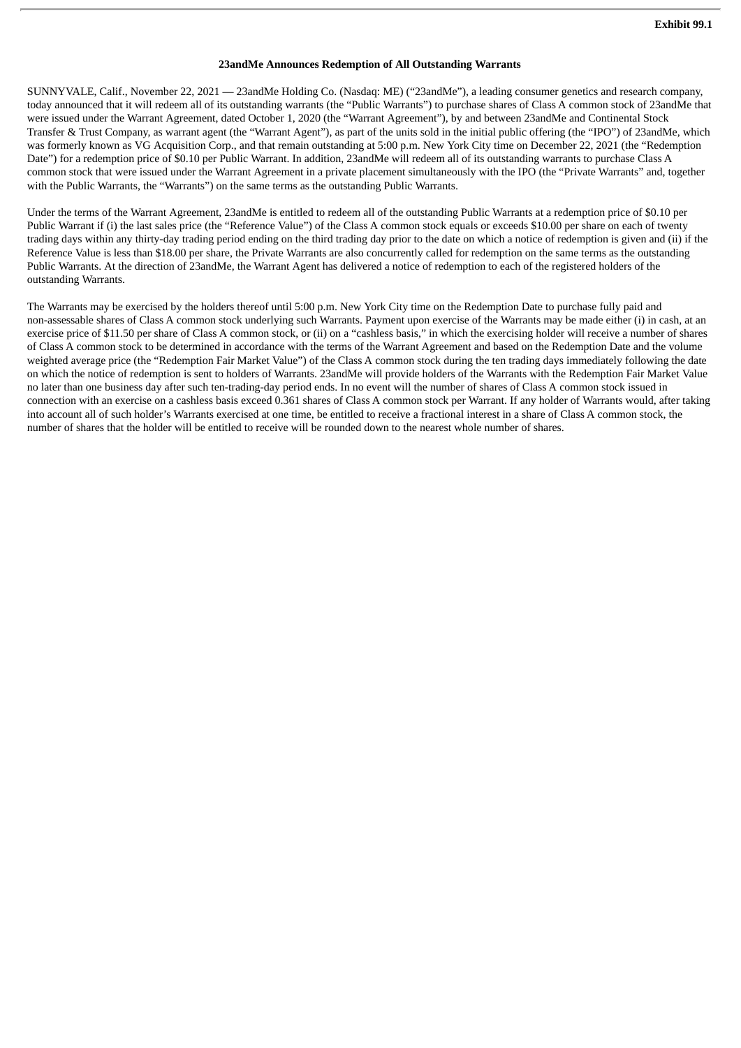**Exhibit 99.1**

**23andMe Announces Redemption of All Outstanding Warrants**

SUNNYVALE, Calif., November 22, 2021 — 23andMe Holding Co. (Nasdaq: ME) ("23andMe"), a leading consumer genetics and research company, today announced that it will redeem all of its outstanding warrants (the "Public Warrants") to purchase shares of Class A common stock of 23andMe that were issued under the Warrant Agreement, dated October 1, 2020 (the "Warrant Agreement"), by and between 23andMe and Continental Stock Transfer & Trust Company, as warrant agent (the "Warrant Agent"), as part of the units sold in the initial public offering (the "IPO") of 23andMe, which was formerly known as VG Acquisition Corp., and that remain outstanding at 5:00 p.m. New York City time on December 22, 2021 (the "Redemption Date") for a redemption price of $0.10 per Public Warrant. In addition, 23andMe will redeem all of its outstanding warrants to purchase Class A common stock that were issued under the Warrant Agreement in a private placement simultaneously with the IPO (the "Private Warrants" and, together with the Public Warrants, the "Warrants") on the same terms as the outstanding Public Warrants.

Under the terms of the Warrant Agreement, 23andMe is entitled to redeem all of the outstanding Public Warrants at a redemption price of $0.10 per Public Warrant if (i) the last sales price (the "Reference Value") of the Class A common stock equals or exceeds $10.00 per share on each of twenty trading days within any thirty-day trading period ending on the third trading day prior to the date on which a notice of redemption is given and (ii) if the Reference Value is less than $18.00 per share, the Private Warrants are also concurrently called for redemption on the same terms as the outstanding Public Warrants. At the direction of 23andMe, the Warrant Agent has delivered a notice of redemption to each of the registered holders of the outstanding Warrants.

The Warrants may be exercised by the holders thereof until 5:00 p.m. New York City time on the Redemption Date to purchase fully paid and non-assessable shares of Class A common stock underlying such Warrants. Payment upon exercise of the Warrants may be made either (i) in cash, at an exercise price of $11.50 per share of Class A common stock, or (ii) on a "cashless basis," in which the exercising holder will receive a number of shares of Class A common stock to be determined in accordance with the terms of the Warrant Agreement and based on the Redemption Date and the volume weighted average price (the "Redemption Fair Market Value") of the Class A common stock during the ten trading days immediately following the date on which the notice of redemption is sent to holders of Warrants. 23andMe will provide holders of the Warrants with the Redemption Fair Market Value no later than one business day after such ten-trading-day period ends. In no event will the number of shares of Class A common stock issued in connection with an exercise on a cashless basis exceed 0.361 shares of Class A common stock per Warrant. If any holder of Warrants would, after taking into account all of such holder's Warrants exercised at one time, be entitled to receive a fractional interest in a share of Class A common stock, the number of shares that the holder will be entitled to receive will be rounded down to the nearest whole number of shares.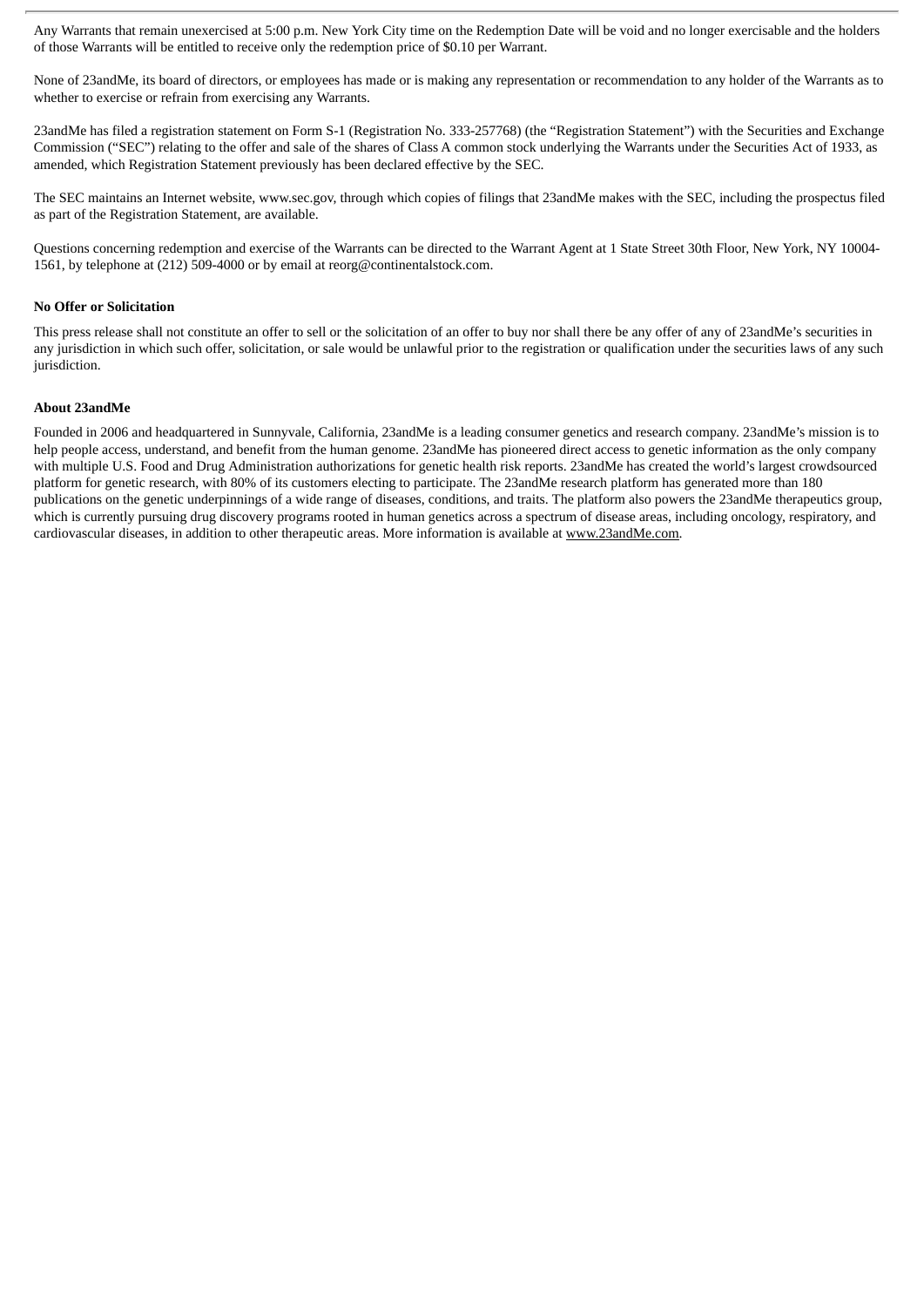Any Warrants that remain unexercised at 5:00 p.m. New York City time on the Redemption Date will be void and no longer exercisable and the holders of those Warrants will be entitled to receive only the redemption price of $0.10 per Warrant.

None of 23andMe, its board of directors, or employees has made or is making any representation or recommendation to any holder of the Warrants as to whether to exercise or refrain from exercising any Warrants.

23andMe has filed a registration statement on Form S-1 (Registration No. 333-257768) (the "Registration Statement") with the Securities and Exchange Commission ("SEC") relating to the offer and sale of the shares of Class A common stock underlying the Warrants under the Securities Act of 1933, as amended, which Registration Statement previously has been declared effective by the SEC.

The SEC maintains an Internet website, www.sec.gov, through which copies of filings that 23andMe makes with the SEC, including the prospectus filed as part of the Registration Statement, are available.

Questions concerning redemption and exercise of the Warrants can be directed to the Warrant Agent at 1 State Street 30th Floor, New York, NY 10004-1561, by telephone at (212) 509-4000 or by email at reorg@continentalstock.com.

**No Offer or Solicitation**

This press release shall not constitute an offer to sell or the solicitation of an offer to buy nor shall there be any offer of any of 23andMe's securities in any jurisdiction in which such offer, solicitation, or sale would be unlawful prior to the registration or qualification under the securities laws of any such jurisdiction.

**About 23andMe**

Founded in 2006 and headquartered in Sunnyvale, California, 23andMe is a leading consumer genetics and research company. 23andMe's mission is to help people access, understand, and benefit from the human genome. 23andMe has pioneered direct access to genetic information as the only company with multiple U.S. Food and Drug Administration authorizations for genetic health risk reports. 23andMe has created the world's largest crowdsourced platform for genetic research, with 80% of its customers electing to participate. The 23andMe research platform has generated more than 180 publications on the genetic underpinnings of a wide range of diseases, conditions, and traits. The platform also powers the 23andMe therapeutics group, which is currently pursuing drug discovery programs rooted in human genetics across a spectrum of disease areas, including oncology, respiratory, and cardiovascular diseases, in addition to other therapeutic areas. More information is available at www.23andMe.com.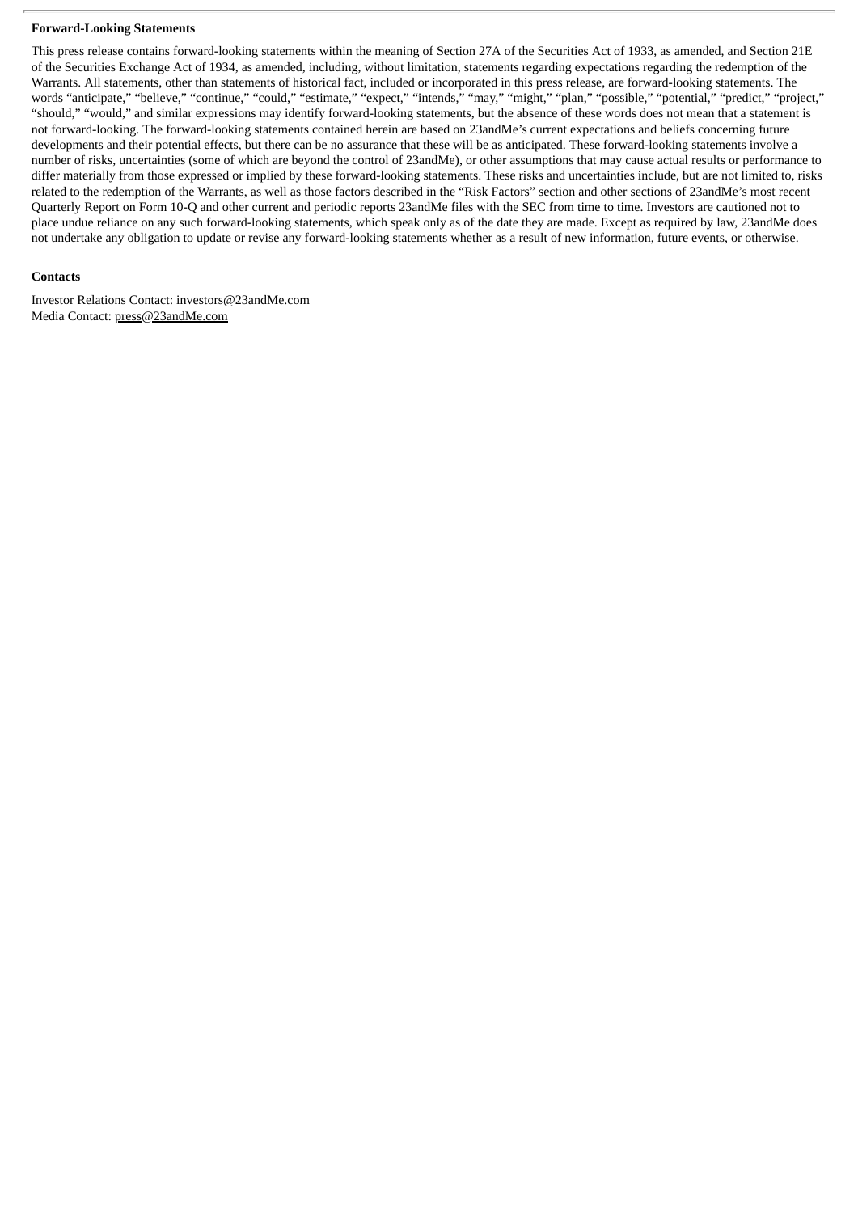**Forward-Looking Statements**

This press release contains forward-looking statements within the meaning of Section 27A of the Securities Act of 1933, as amended, and Section 21E of the Securities Exchange Act of 1934, as amended, including, without limitation, statements regarding expectations regarding the redemption of the Warrants. All statements, other than statements of historical fact, included or incorporated in this press release, are forward-looking statements. The words "anticipate," "believe," "continue," "could," "estimate," "expect," "intends," "may," "might," "plan," "possible," "potential," "predict," "project," "should," "would," and similar expressions may identify forward-looking statements, but the absence of these words does not mean that a statement is not forward-looking. The forward-looking statements contained herein are based on 23andMe's current expectations and beliefs concerning future developments and their potential effects, but there can be no assurance that these will be as anticipated. These forward-looking statements involve a number of risks, uncertainties (some of which are beyond the control of 23andMe), or other assumptions that may cause actual results or performance to differ materially from those expressed or implied by these forward-looking statements. These risks and uncertainties include, but are not limited to, risks related to the redemption of the Warrants, as well as those factors described in the "Risk Factors" section and other sections of 23andMe's most recent Quarterly Report on Form 10-Q and other current and periodic reports 23andMe files with the SEC from time to time. Investors are cautioned not to place undue reliance on any such forward-looking statements, which speak only as of the date they are made. Except as required by law, 23andMe does not undertake any obligation to update or revise any forward-looking statements whether as a result of new information, future events, or otherwise.

**Contacts**

Investor Relations Contact: investors@23andMe.com
Media Contact: press@23andMe.com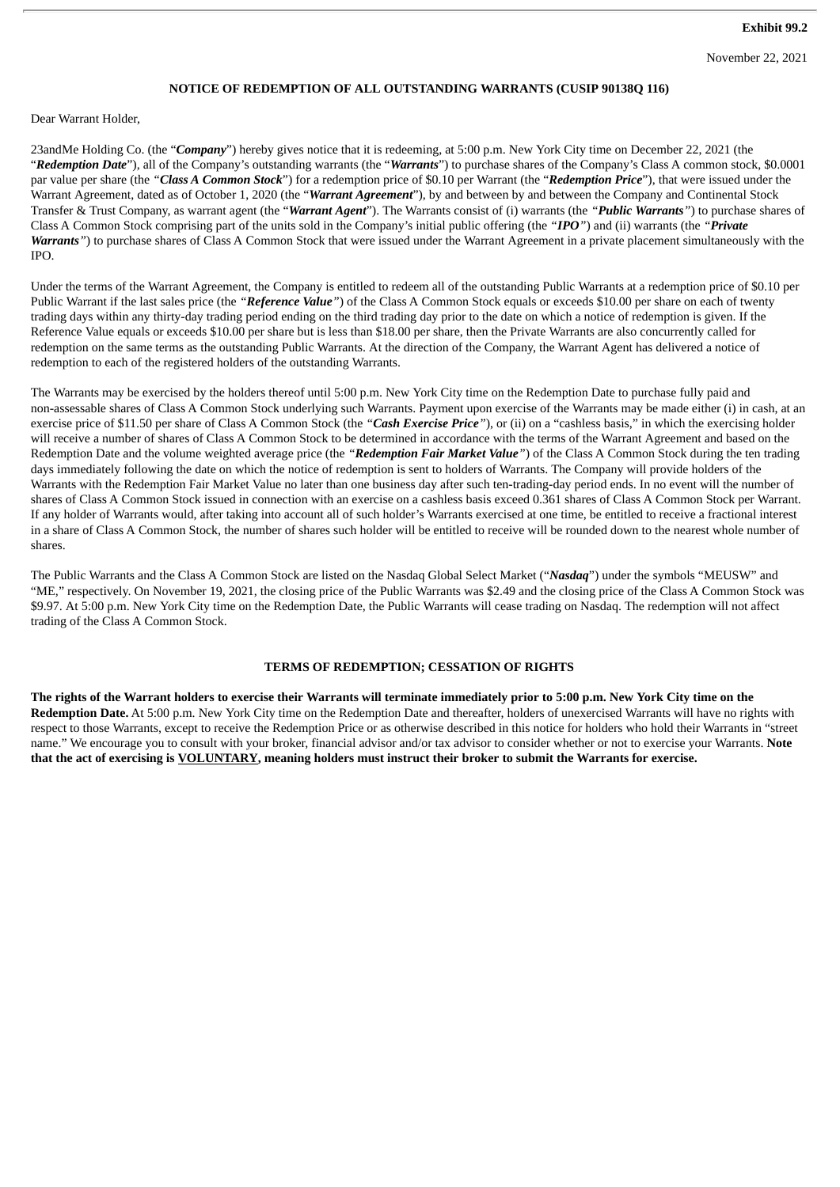**Exhibit 99.2**

November 22, 2021

**NOTICE OF REDEMPTION OF ALL OUTSTANDING WARRANTS (CUSIP 90138Q 116)**

Dear Warrant Holder,

23andMe Holding Co. (the "***Company***") hereby gives notice that it is redeeming, at 5:00 p.m. New York City time on December 22, 2021 (the "***Redemption Date***"), all of the Company's outstanding warrants (the "***Warrants***") to purchase shares of the Company's Class A common stock, $0.0001 par value per share (the *"**Class A Common Stock**"*) for a redemption price of $0.10 per Warrant (the "***Redemption Price***"), that were issued under the Warrant Agreement, dated as of October 1, 2020 (the "***Warrant Agreement***"), by and between by and between the Company and Continental Stock Transfer & Trust Company, as warrant agent (the "***Warrant Agent***"). The Warrants consist of (i) warrants (the *"**Public Warrants**"*) to purchase shares of Class A Common Stock comprising part of the units sold in the Company's initial public offering (the *"**IPO**"*) and (ii) warrants (the *"**Private Warrants**"*) to purchase shares of Class A Common Stock that were issued under the Warrant Agreement in a private placement simultaneously with the IPO.

Under the terms of the Warrant Agreement, the Company is entitled to redeem all of the outstanding Public Warrants at a redemption price of $0.10 per Public Warrant if the last sales price (the *"**Reference Value**"*) of the Class A Common Stock equals or exceeds $10.00 per share on each of twenty trading days within any thirty-day trading period ending on the third trading day prior to the date on which a notice of redemption is given. If the Reference Value equals or exceeds $10.00 per share but is less than $18.00 per share, then the Private Warrants are also concurrently called for redemption on the same terms as the outstanding Public Warrants. At the direction of the Company, the Warrant Agent has delivered a notice of redemption to each of the registered holders of the outstanding Warrants.

The Warrants may be exercised by the holders thereof until 5:00 p.m. New York City time on the Redemption Date to purchase fully paid and non-assessable shares of Class A Common Stock underlying such Warrants. Payment upon exercise of the Warrants may be made either (i) in cash, at an exercise price of $11.50 per share of Class A Common Stock (the *"**Cash Exercise Price**"*), or (ii) on a "cashless basis," in which the exercising holder will receive a number of shares of Class A Common Stock to be determined in accordance with the terms of the Warrant Agreement and based on the Redemption Date and the volume weighted average price (the *"**Redemption Fair Market Value**"*) of the Class A Common Stock during the ten trading days immediately following the date on which the notice of redemption is sent to holders of Warrants. The Company will provide holders of the Warrants with the Redemption Fair Market Value no later than one business day after such ten-trading-day period ends. In no event will the number of shares of Class A Common Stock issued in connection with an exercise on a cashless basis exceed 0.361 shares of Class A Common Stock per Warrant. If any holder of Warrants would, after taking into account all of such holder's Warrants exercised at one time, be entitled to receive a fractional interest in a share of Class A Common Stock, the number of shares such holder will be entitled to receive will be rounded down to the nearest whole number of shares.

The Public Warrants and the Class A Common Stock are listed on the Nasdaq Global Select Market ("***Nasdaq***") under the symbols "MEUSW" and "ME," respectively. On November 19, 2021, the closing price of the Public Warrants was $2.49 and the closing price of the Class A Common Stock was $9.97. At 5:00 p.m. New York City time on the Redemption Date, the Public Warrants will cease trading on Nasdaq. The redemption will not affect trading of the Class A Common Stock.

**TERMS OF REDEMPTION; CESSATION OF RIGHTS**

**The rights of the Warrant holders to exercise their Warrants will terminate immediately prior to 5:00 p.m. New York City time on the Redemption Date.** At 5:00 p.m. New York City time on the Redemption Date and thereafter, holders of unexercised Warrants will have no rights with respect to those Warrants, except to receive the Redemption Price or as otherwise described in this notice for holders who hold their Warrants in "street name." We encourage you to consult with your broker, financial advisor and/or tax advisor to consider whether or not to exercise your Warrants. **Note that the act of exercising is <u>VOLUNTARY</u>, meaning holders must instruct their broker to submit the Warrants for exercise.**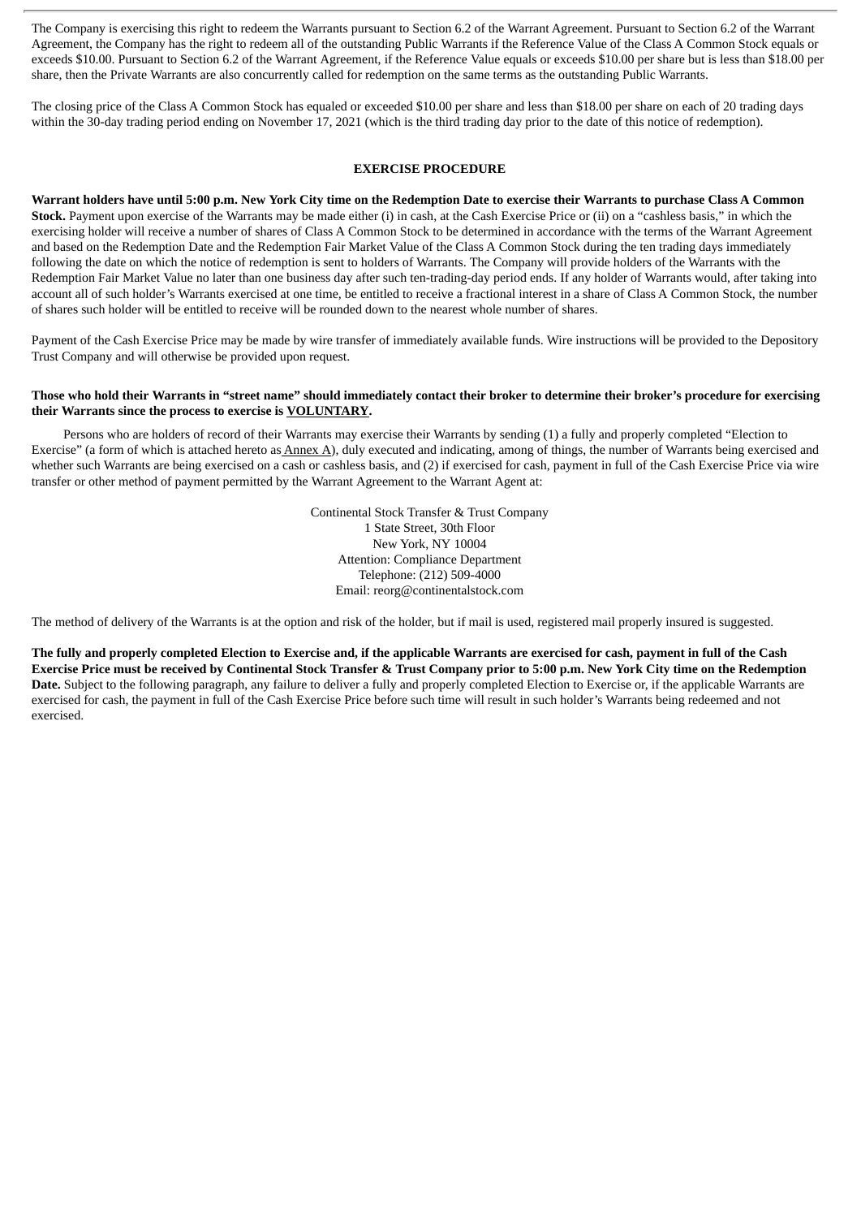The Company is exercising this right to redeem the Warrants pursuant to Section 6.2 of the Warrant Agreement. Pursuant to Section 6.2 of the Warrant Agreement, the Company has the right to redeem all of the outstanding Public Warrants if the Reference Value of the Class A Common Stock equals or exceeds $10.00. Pursuant to Section 6.2 of the Warrant Agreement, if the Reference Value equals or exceeds $10.00 per share but is less than $18.00 per share, then the Private Warrants are also concurrently called for redemption on the same terms as the outstanding Public Warrants.

The closing price of the Class A Common Stock has equaled or exceeded $10.00 per share and less than $18.00 per share on each of 20 trading days within the 30-day trading period ending on November 17, 2021 (which is the third trading day prior to the date of this notice of redemption).

## EXERCISE PROCEDURE

**Warrant holders have until 5:00 p.m. New York City time on the Redemption Date to exercise their Warrants to purchase Class A Common Stock.** Payment upon exercise of the Warrants may be made either (i) in cash, at the Cash Exercise Price or (ii) on a "cashless basis," in which the exercising holder will receive a number of shares of Class A Common Stock to be determined in accordance with the terms of the Warrant Agreement and based on the Redemption Date and the Redemption Fair Market Value of the Class A Common Stock during the ten trading days immediately following the date on which the notice of redemption is sent to holders of Warrants. The Company will provide holders of the Warrants with the Redemption Fair Market Value no later than one business day after such ten-trading-day period ends. If any holder of Warrants would, after taking into account all of such holder's Warrants exercised at one time, be entitled to receive a fractional interest in a share of Class A Common Stock, the number of shares such holder will be entitled to receive will be rounded down to the nearest whole number of shares.

Payment of the Cash Exercise Price may be made by wire transfer of immediately available funds. Wire instructions will be provided to the Depository Trust Company and will otherwise be provided upon request.

**Those who hold their Warrants in "street name" should immediately contact their broker to determine their broker's procedure for exercising their Warrants since the process to exercise is VOLUNTARY.**

Persons who are holders of record of their Warrants may exercise their Warrants by sending (1) a fully and properly completed "Election to Exercise" (a form of which is attached hereto as Annex A), duly executed and indicating, among of things, the number of Warrants being exercised and whether such Warrants are being exercised on a cash or cashless basis, and (2) if exercised for cash, payment in full of the Cash Exercise Price via wire transfer or other method of payment permitted by the Warrant Agreement to the Warrant Agent at:

Continental Stock Transfer & Trust Company
1 State Street, 30th Floor
New York, NY 10004
Attention: Compliance Department
Telephone: (212) 509-4000
Email: reorg@continentalstock.com

The method of delivery of the Warrants is at the option and risk of the holder, but if mail is used, registered mail properly insured is suggested.

**The fully and properly completed Election to Exercise and, if the applicable Warrants are exercised for cash, payment in full of the Cash Exercise Price must be received by Continental Stock Transfer & Trust Company prior to 5:00 p.m. New York City time on the Redemption Date.** Subject to the following paragraph, any failure to deliver a fully and properly completed Election to Exercise or, if the applicable Warrants are exercised for cash, the payment in full of the Cash Exercise Price before such time will result in such holder's Warrants being redeemed and not exercised.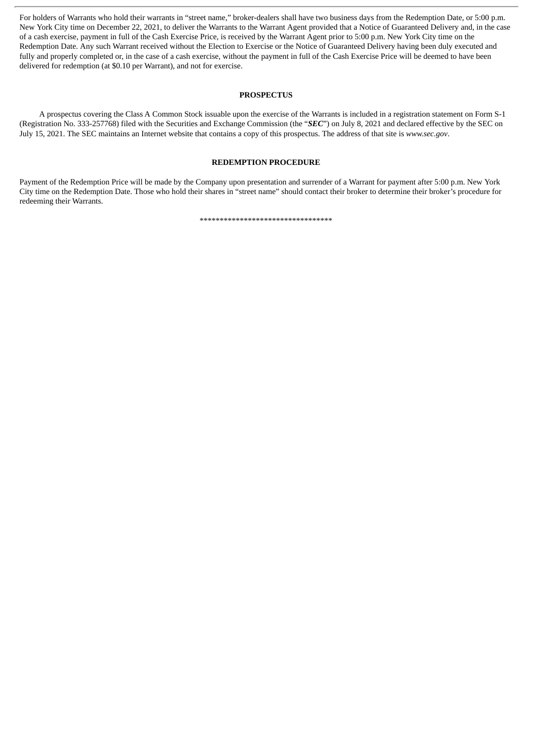For holders of Warrants who hold their warrants in "street name," broker-dealers shall have two business days from the Redemption Date, or 5:00 p.m. New York City time on December 22, 2021, to deliver the Warrants to the Warrant Agent provided that a Notice of Guaranteed Delivery and, in the case of a cash exercise, payment in full of the Cash Exercise Price, is received by the Warrant Agent prior to 5:00 p.m. New York City time on the Redemption Date. Any such Warrant received without the Election to Exercise or the Notice of Guaranteed Delivery having been duly executed and fully and properly completed or, in the case of a cash exercise, without the payment in full of the Cash Exercise Price will be deemed to have been delivered for redemption (at $0.10 per Warrant), and not for exercise.

## PROSPECTUS

A prospectus covering the Class A Common Stock issuable upon the exercise of the Warrants is included in a registration statement on Form S-1 (Registration No. 333-257768) filed with the Securities and Exchange Commission (the "***SEC***") on July 8, 2021 and declared effective by the SEC on July 15, 2021. The SEC maintains an Internet website that contains a copy of this prospectus. The address of that site is *www.sec.gov*.

## REDEMPTION PROCEDURE

Payment of the Redemption Price will be made by the Company upon presentation and surrender of a Warrant for payment after 5:00 p.m. New York City time on the Redemption Date. Those who hold their shares in "street name" should contact their broker to determine their broker's procedure for redeeming their Warrants.

**********************************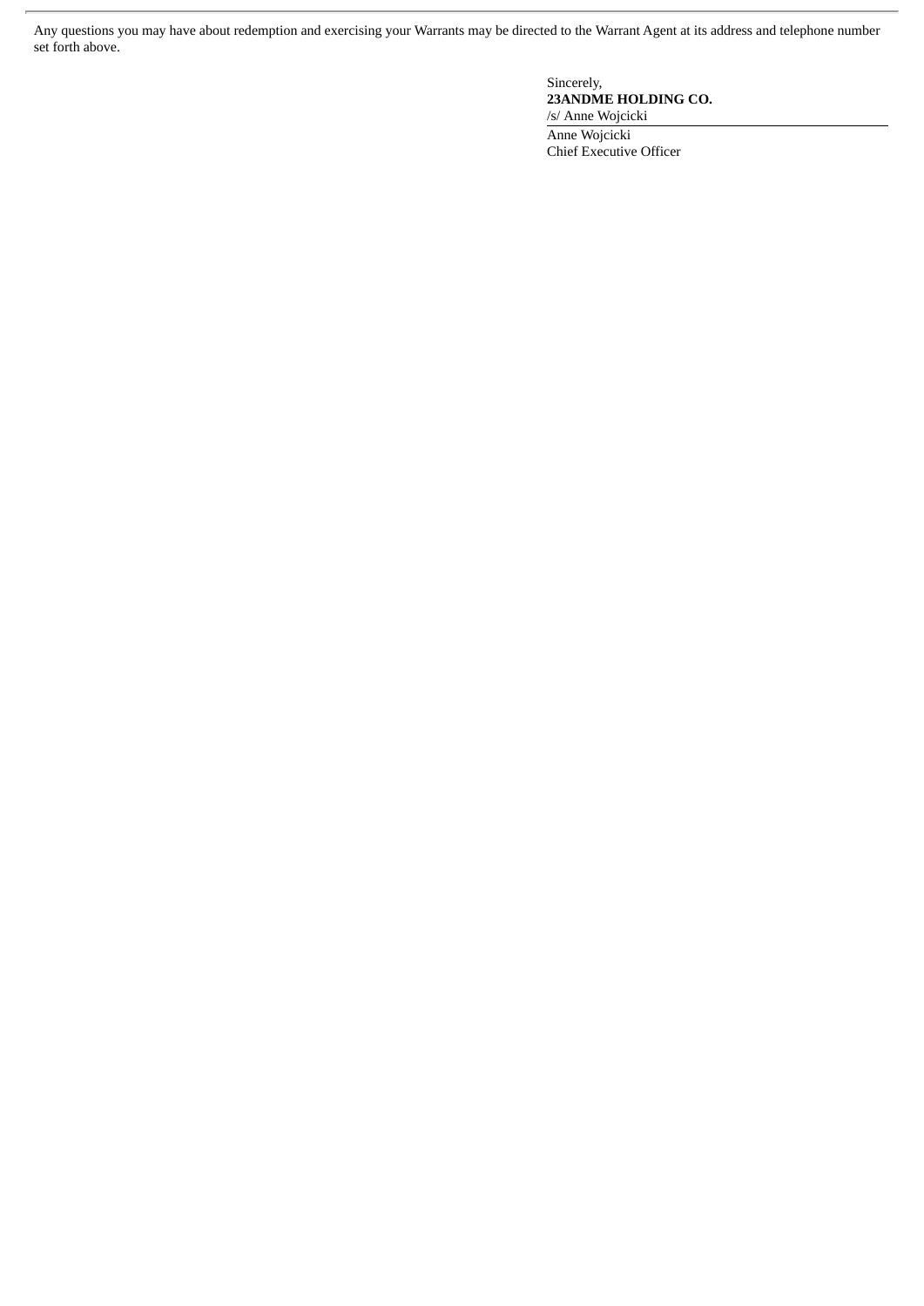Any questions you may have about redemption and exercising your Warrants may be directed to the Warrant Agent at its address and telephone number set forth above.

Sincerely,

**23ANDME HOLDING CO.**

/s/ Anne Wojcicki

Anne Wojcicki
Chief Executive Officer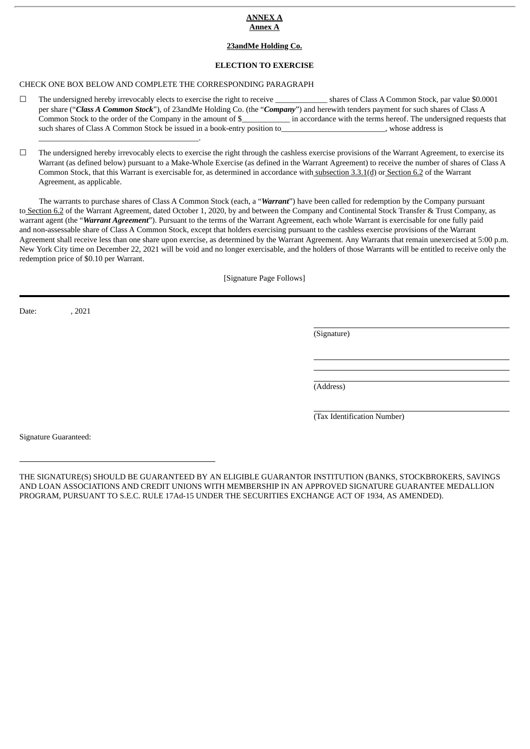**ANNEX A**
**Annex A**

**23andMe Holding Co.**

**ELECTION TO EXERCISE**

CHECK ONE BOX BELOW AND COMPLETE THE CORRESPONDING PARAGRAPH

☐ The undersigned hereby irrevocably elects to exercise the right to receive _____________ shares of Class A Common Stock, par value $0.0001 per share ("***Class A Common Stock***"), of 23andMe Holding Co. (the "***Company***") and herewith tenders payment for such shares of Class A Common Stock to the order of the Company in the amount of $____________ in accordance with the terms hereof. The undersigned requests that such shares of Class A Common Stock be issued in a book-entry position to__________________________, whose address is ________________________________________.

☐ The undersigned hereby irrevocably elects to exercise the right through the cashless exercise provisions of the Warrant Agreement, to exercise its Warrant (as defined below) pursuant to a Make-Whole Exercise (as defined in the Warrant Agreement) to receive the number of shares of Class A Common Stock, that this Warrant is exercisable for, as determined in accordance with subsection 3.3.1(d) or Section 6.2 of the Warrant Agreement, as applicable.

The warrants to purchase shares of Class A Common Stock (each, a "***Warrant***") have been called for redemption by the Company pursuant to Section 6.2 of the Warrant Agreement, dated October 1, 2020, by and between the Company and Continental Stock Transfer & Trust Company, as warrant agent (the "***Warrant Agreement***"). Pursuant to the terms of the Warrant Agreement, each whole Warrant is exercisable for one fully paid and non-assessable share of Class A Common Stock, except that holders exercising pursuant to the cashless exercise provisions of the Warrant Agreement shall receive less than one share upon exercise, as determined by the Warrant Agreement. Any Warrants that remain unexercised at 5:00 p.m. New York City time on December 22, 2021 will be void and no longer exercisable, and the holders of those Warrants will be entitled to receive only the redemption price of $0.10 per Warrant.

[Signature Page Follows]

---

Date: , 2021

(Signature)

(Address)

(Tax Identification Number)

Signature Guaranteed:

THE SIGNATURE(S) SHOULD BE GUARANTEED BY AN ELIGIBLE GUARANTOR INSTITUTION (BANKS, STOCKBROKERS, SAVINGS AND LOAN ASSOCIATIONS AND CREDIT UNIONS WITH MEMBERSHIP IN AN APPROVED SIGNATURE GUARANTEE MEDALLION PROGRAM, PURSUANT TO S.E.C. RULE 17Ad-15 UNDER THE SECURITIES EXCHANGE ACT OF 1934, AS AMENDED).